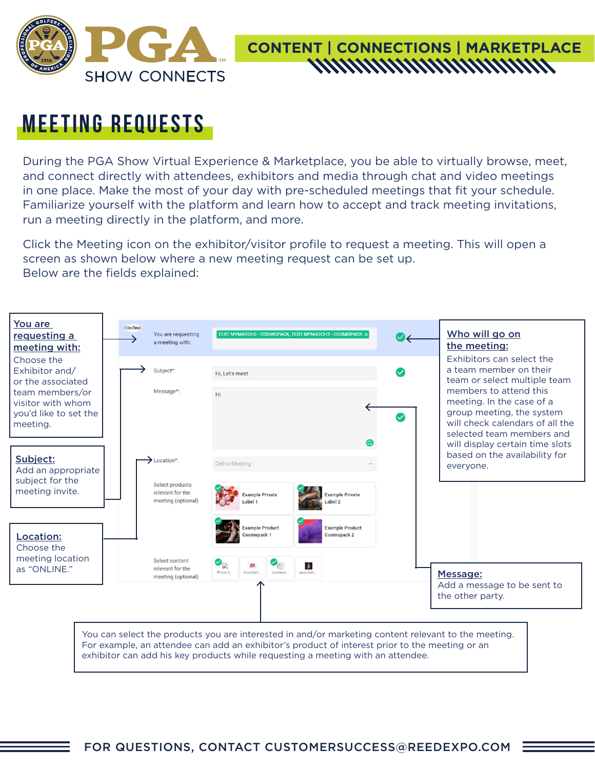# PGA SHOW CONNECTS

**CONTENT | CONNECTIONS | MARKETPLACE**

## MEETING REQUESTS

During the PGA Show Virtual Experience & Marketplace, you be able to virtually browse, meet, and connect directly with attendees, exhibitors and media through chat and video meetings in one place. Make the most of your day with pre-scheduled meetings that fit your schedule. Familiarize yourself with the platform and learn how to accept and track meeting invitations, run a meeting directly in the platform, and more.

Click the Meeting icon on the exhibitor/visitor profile to request a meeting. This will open a screen as shown below where a new meeting request can be set up.
Below are the fields explained:

**You are requesting a meeting with:**
Choose the Exhibitor and/or the associated team members/or visitor with whom you'd like to set the meeting.

**Subject:**
Add an appropriate subject for the meeting invite.

**Location:**
Choose the meeting location as "ONLINE."

**Who will go on the meeting:**
Exhibitors can select the a team member on their team or select multiple team members to attend this meeting. In the case of a group meeting, the system will check calendars of all the selected team members and will display certain time slots based on the availability for everyone.

**Message:**
Add a message to be sent to the other party.

You can select the products you are interested in and/or marketing content relevant to the meeting. For example, an attendee can add an exhibitor's product of interest prior to the meeting or an exhibitor can add his key products while requesting a meeting with an attendee.

FOR QUESTIONS, CONTACT CUSTOMERSUCCESS@REEDEXPO.COM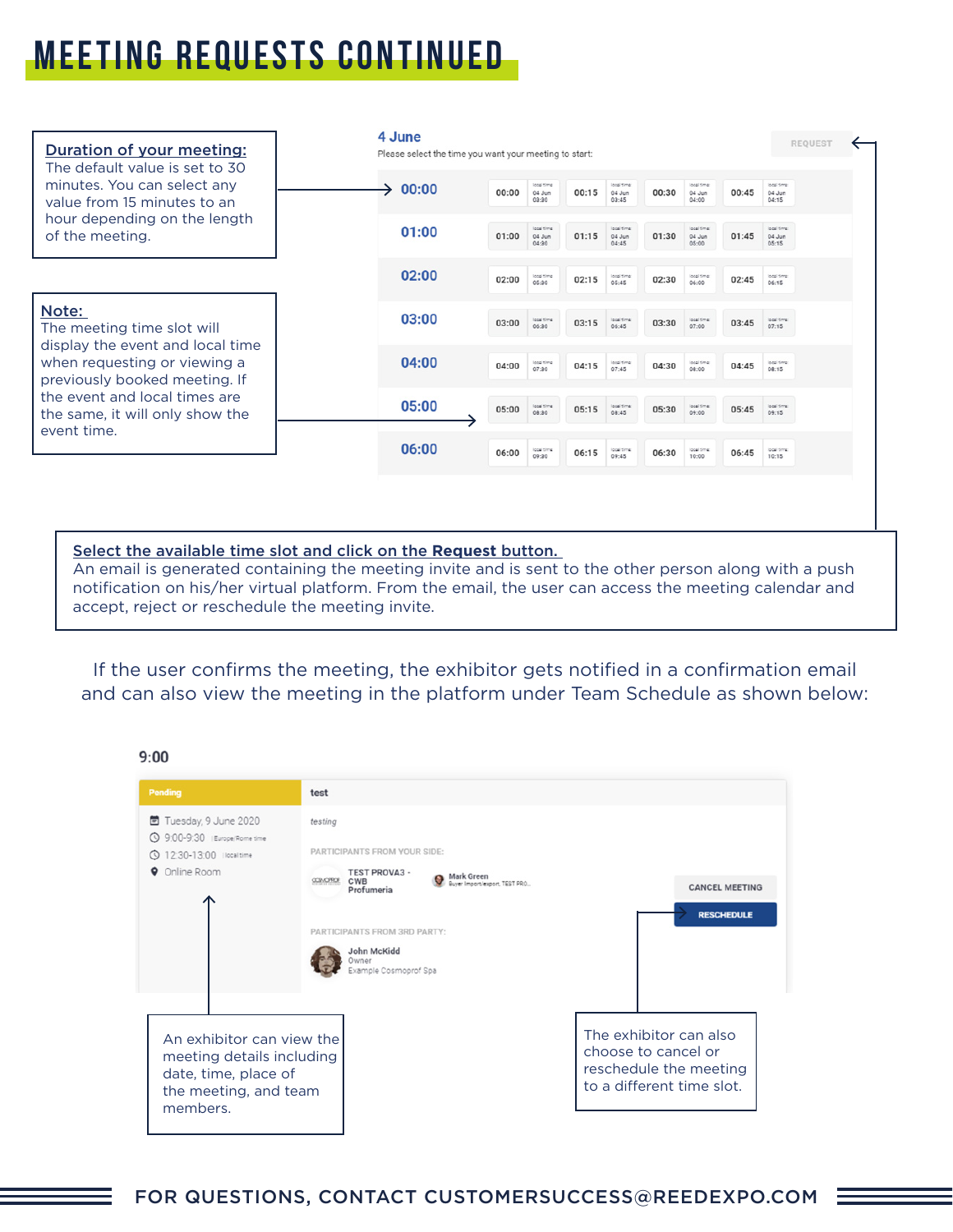# MEETING REQUESTS CONTINUED

**Duration of your meeting:**
The default value is set to 30 minutes. You can select any value from 15 minutes to an hour depending on the length of the meeting.

**Note:**
The meeting time slot will display the event and local time when requesting or viewing a previously booked meeting. If the event and local times are the same, it will only show the event time.

4 June
Please select the time you want your meeting to start:

REQUEST

| | | | | |
|---|---|---|---|---|
| 00:00 | 00:00 | 00:15 | 00:30 | 00:45 |
| 01:00 | 01:00 | 01:15 | 01:30 | 01:45 |
| 02:00 | 02:00 | 02:15 | 02:30 | 02:45 |
| 03:00 | 03:00 | 03:15 | 03:30 | 03:45 |
| 04:00 | 04:00 | 04:15 | 04:30 | 04:45 |
| 05:00 | 05:00 | 05:15 | 05:30 | 05:45 |
| 06:00 | 06:00 | 06:15 | 06:30 | 06:45 |

**Select the available time slot and click on the Request button.**
An email is generated containing the meeting invite and is sent to the other person along with a push notification on his/her virtual platform. From the email, the user can access the meeting calendar and accept, reject or reschedule the meeting invite.

If the user confirms the meeting, the exhibitor gets notified in a confirmation email and can also view the meeting in the platform under Team Schedule as shown below:

9:00

Pending

Tuesday, 9 June 2020
9:00-9:30 Europe/Rome time
12:30-13:00 local time
Online Room

test

testing

PARTICIPANTS FROM YOUR SIDE:
TEST PROVA3 - CWB Profumeria
Mark Green — Buyer Import/export, TEST PRO...

PARTICIPANTS FROM 3RD PARTY:
John McKidd — Owner — Example Cosmoprof Spa

CANCEL MEETING
RESCHEDULE

An exhibitor can view the meeting details including date, time, place of the meeting, and team members.

The exhibitor can also choose to cancel or reschedule the meeting to a different time slot.

FOR QUESTIONS, CONTACT CUSTOMERSUCCESS@REEDEXPO.COM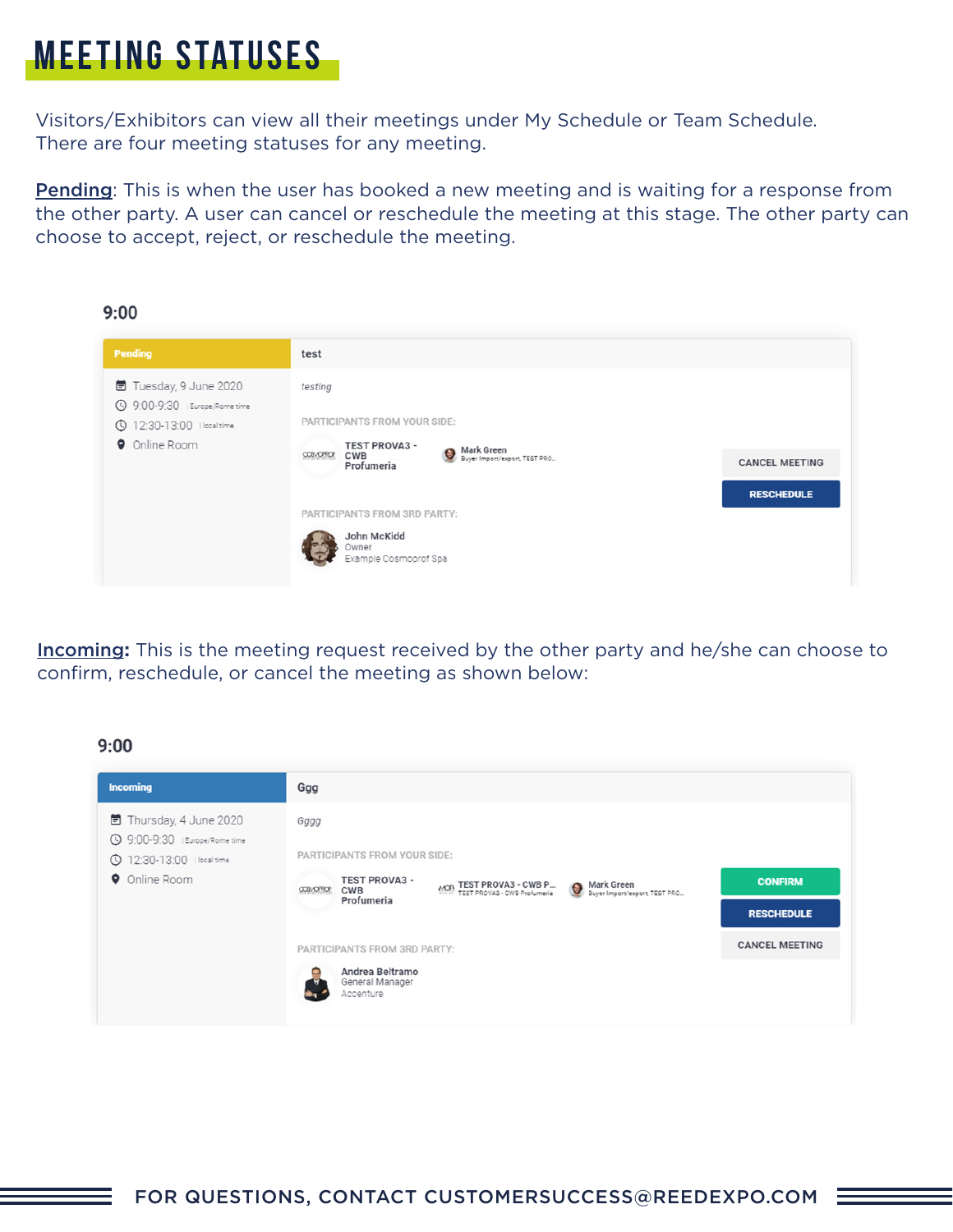# MEETING STATUSES

Visitors/Exhibitors can view all their meetings under My Schedule or Team Schedule. There are four meeting statuses for any meeting.

**Pending**: This is when the user has booked a new meeting and is waiting for a response from the other party. A user can cancel or reschedule the meeting at this stage. The other party can choose to accept, reject, or reschedule the meeting.

9:00

Pending | test

Tuesday, 9 June 2020
9:00-9:30 | Europe/Rome time
12:30-13:00 | local time
Online Room

testing

PARTICIPANTS FROM YOUR SIDE:

TEST PROVA3 - CWB Profumeria

Mark Green
Buyer Import/export, TEST PRO...

CANCEL MEETING
RESCHEDULE

PARTICIPANTS FROM 3RD PARTY:

John McKidd
Owner
Example Cosmoprof Spa

**Incoming:** This is the meeting request received by the other party and he/she can choose to confirm, reschedule, or cancel the meeting as shown below:

9:00

Incoming | Ggg

Thursday, 4 June 2020
9:00-9:30 | Europe/Rome time
12:30-13:00 | local time
Online Room

Gggg

PARTICIPANTS FROM YOUR SIDE:

TEST PROVA3 - CWB Profumeria

TEST PROVA3 - CWB P...
TEST PROVA3 - CWB Profumeria

Mark Green
Buyer Import/export, TEST PRO...

CONFIRM
RESCHEDULE
CANCEL MEETING

PARTICIPANTS FROM 3RD PARTY:

Andrea Beltramo
General Manager
Accenture

FOR QUESTIONS, CONTACT CUSTOMERSUCCESS@REEDEXPO.COM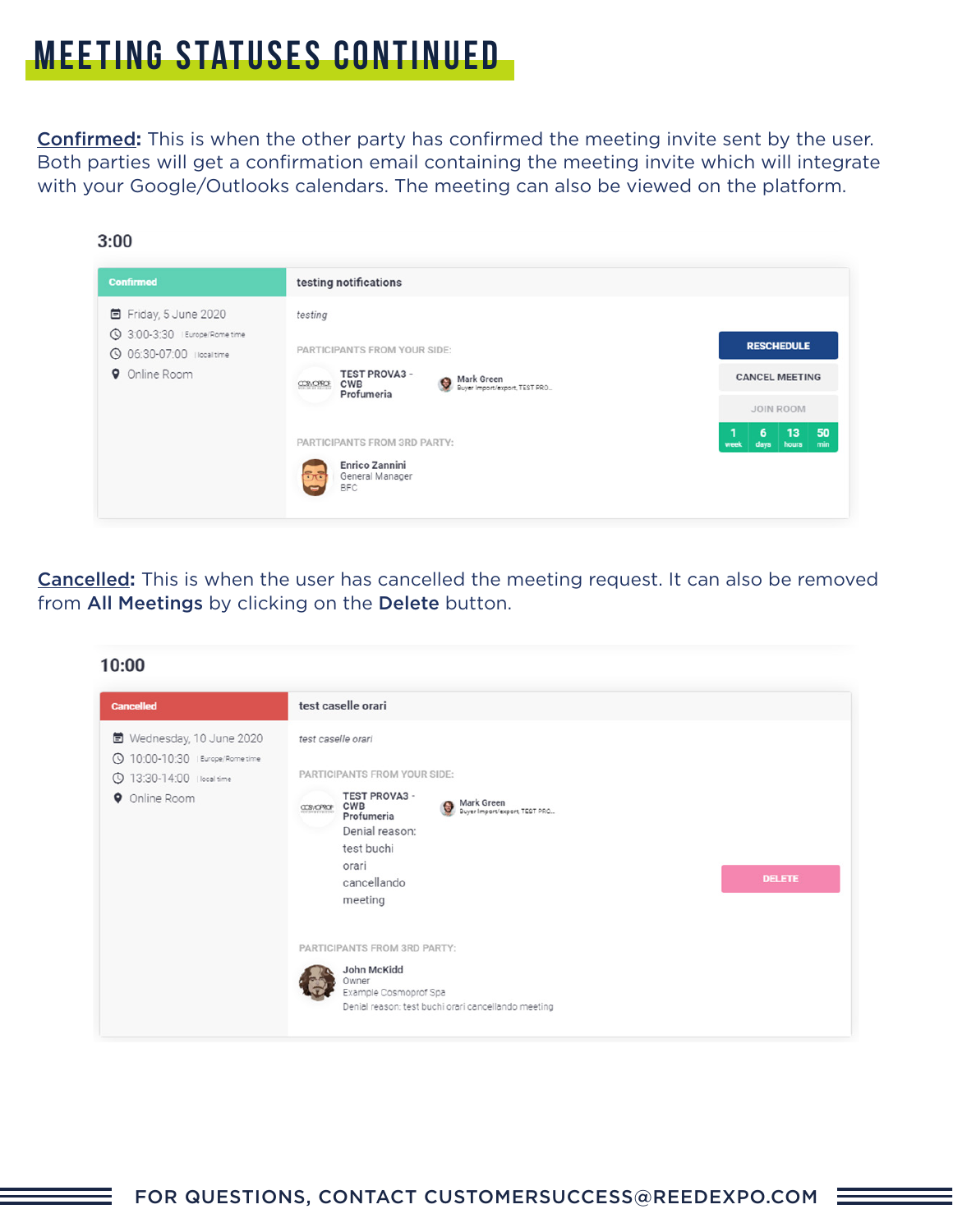# MEETING STATUSES CONTINUED

**Confirmed:** This is when the other party has confirmed the meeting invite sent by the user. Both parties will get a confirmation email containing the meeting invite which will integrate with your Google/Outlooks calendars. The meeting can also be viewed on the platform.

3:00

Confirmed

Friday, 5 June 2020
3:00-3:30 | Europe/Rome time
06:30-07:00 | local time
Online Room

testing notifications

testing

PARTICIPANTS FROM YOUR SIDE:

TEST PROVA3 - CWB Profumeria

Mark Green
Buyer Import/export, TEST PRO...

PARTICIPANTS FROM 3RD PARTY:

Enrico Zannini
General Manager
BFC

RESCHEDULE

CANCEL MEETING

JOIN ROOM

1 week | 6 days | 13 hours | 50 min

**Cancelled:** This is when the user has cancelled the meeting request. It can also be removed from **All Meetings** by clicking on the **Delete** button.

10:00

Cancelled

Wednesday, 10 June 2020
10:00-10:30 | Europe/Rome time
13:30-14:00 | local time
Online Room

test caselle orari

test caselle orari

PARTICIPANTS FROM YOUR SIDE:

TEST PROVA3 - CWB Profumeria
Denial reason: test buchi orari cancellando meeting

Mark Green
Buyer Import/export, TEST PRO...

PARTICIPANTS FROM 3RD PARTY:

John McKidd
Owner
Example Cosmoprof Spa
Denial reason: test buchi orari cancellando meeting

DELETE

FOR QUESTIONS, CONTACT CUSTOMERSUCCESS@REEDEXPO.COM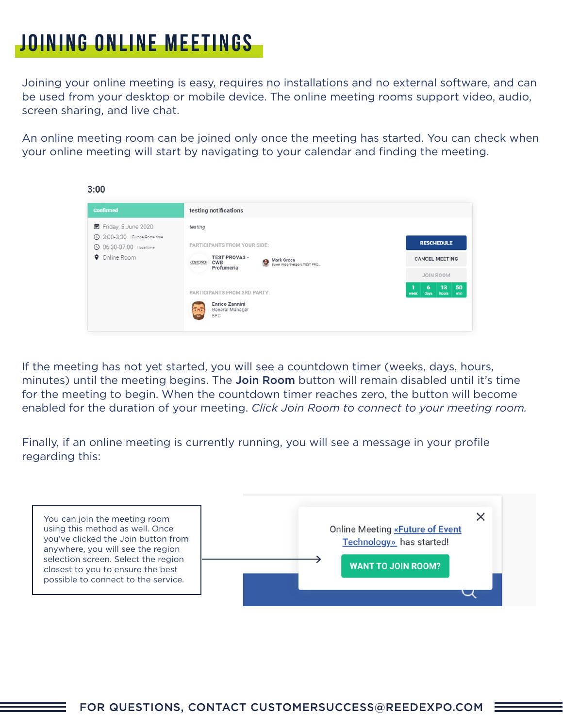# JOINING ONLINE MEETINGS

Joining your online meeting is easy, requires no installations and no external software, and can be used from your desktop or mobile device. The online meeting rooms support video, audio, screen sharing, and live chat.

An online meeting room can be joined only once the meeting has started. You can check when your online meeting will start by navigating to your calendar and finding the meeting.

If the meeting has not yet started, you will see a countdown timer (weeks, days, hours, minutes) until the meeting begins. The **Join Room** button will remain disabled until it's time for the meeting to begin. When the countdown timer reaches zero, the button will become enabled for the duration of your meeting. *Click Join Room to connect to your meeting room.*

Finally, if an online meeting is currently running, you will see a message in your profile regarding this:

You can join the meeting room using this method as well. Once you've clicked the Join button from anywhere, you will see the region selection screen. Select the region closest to you to ensure the best possible to connect to the service.

FOR QUESTIONS, CONTACT CUSTOMERSUCCESS@REEDEXPO.COM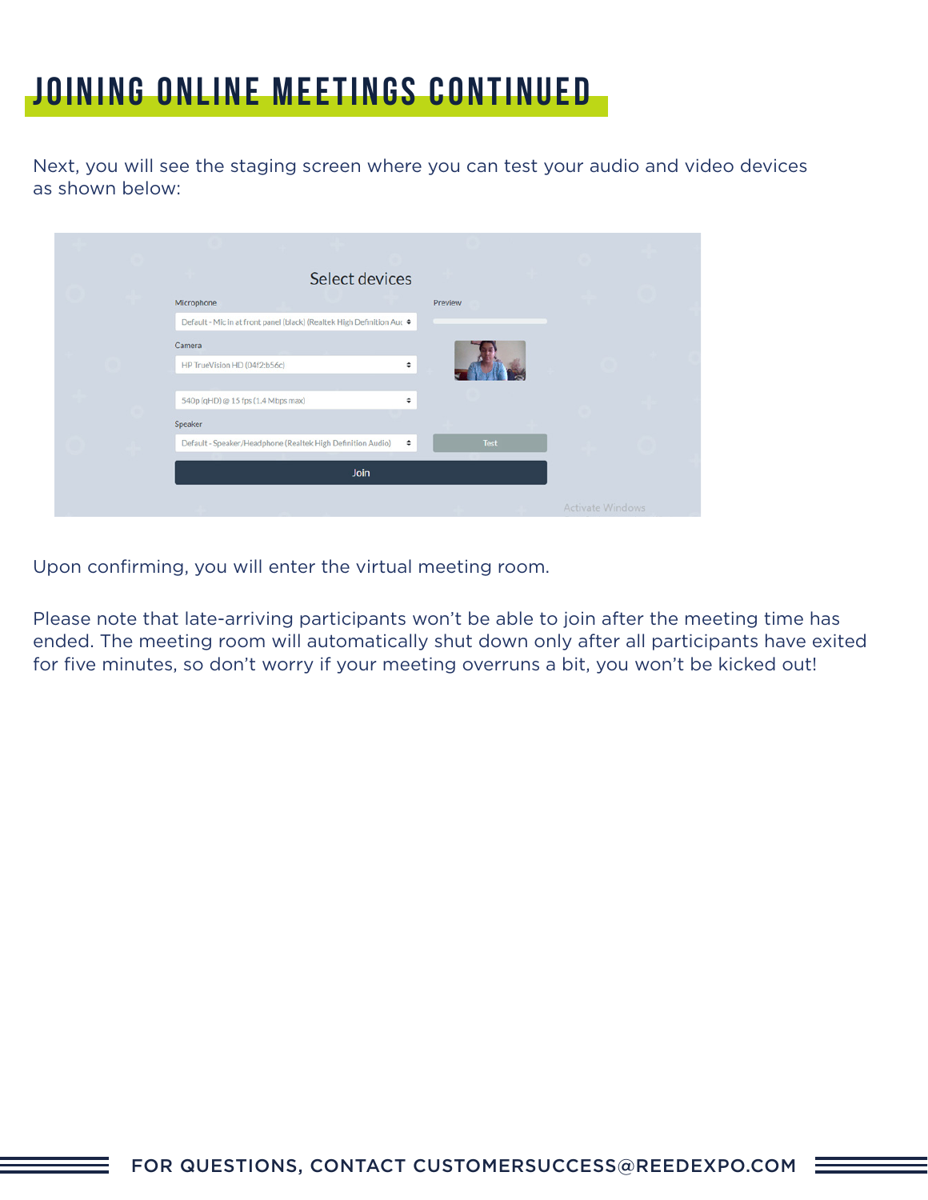# JOINING ONLINE MEETINGS CONTINUED

Next, you will see the staging screen where you can test your audio and video devices as shown below:

Upon confirming, you will enter the virtual meeting room.

Please note that late-arriving participants won't be able to join after the meeting time has ended. The meeting room will automatically shut down only after all participants have exited for five minutes, so don't worry if your meeting overruns a bit, you won't be kicked out!

FOR QUESTIONS, CONTACT CUSTOMERSUCCESS@REEDEXPO.COM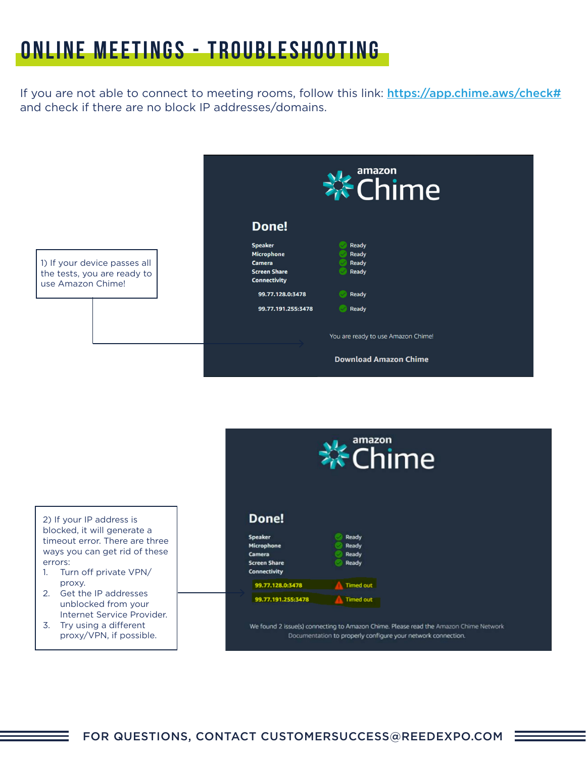# ONLINE MEETINGS - TROUBLESHOOTING

If you are not able to connect to meeting rooms, follow this link: https://app.chime.aws/check# and check if there are no block IP addresses/domains.

1) If your device passes all the tests, you are ready to use Amazon Chime!

amazon Chime

**Done!**

| | |
|---|---|
| Speaker | Ready |
| Microphone | Ready |
| Camera | Ready |
| Screen Share | Ready |
| Connectivity | |
| 99.77.128.0:3478 | Ready |
| 99.77.191.255:3478 | Ready |

You are ready to use Amazon Chime!

Download Amazon Chime

2) If your IP address is blocked, it will generate a timeout error. There are three ways you can get rid of these errors:

1. Turn off private VPN/ proxy.
2. Get the IP addresses unblocked from your Internet Service Provider.
3. Try using a different proxy/VPN, if possible.

amazon Chime

**Done!**

| | |
|---|---|
| Speaker | Ready |
| Microphone | Ready |
| Camera | Ready |
| Screen Share | Ready |
| Connectivity | |
| 99.77.128.0:3478 | Timed out |
| 99.77.191.255:3478 | Timed out |

We found 2 issue(s) connecting to Amazon Chime. Please read the Amazon Chime Network Documentation to properly configure your network connection.

FOR QUESTIONS, CONTACT CUSTOMERSUCCESS@REEDEXPO.COM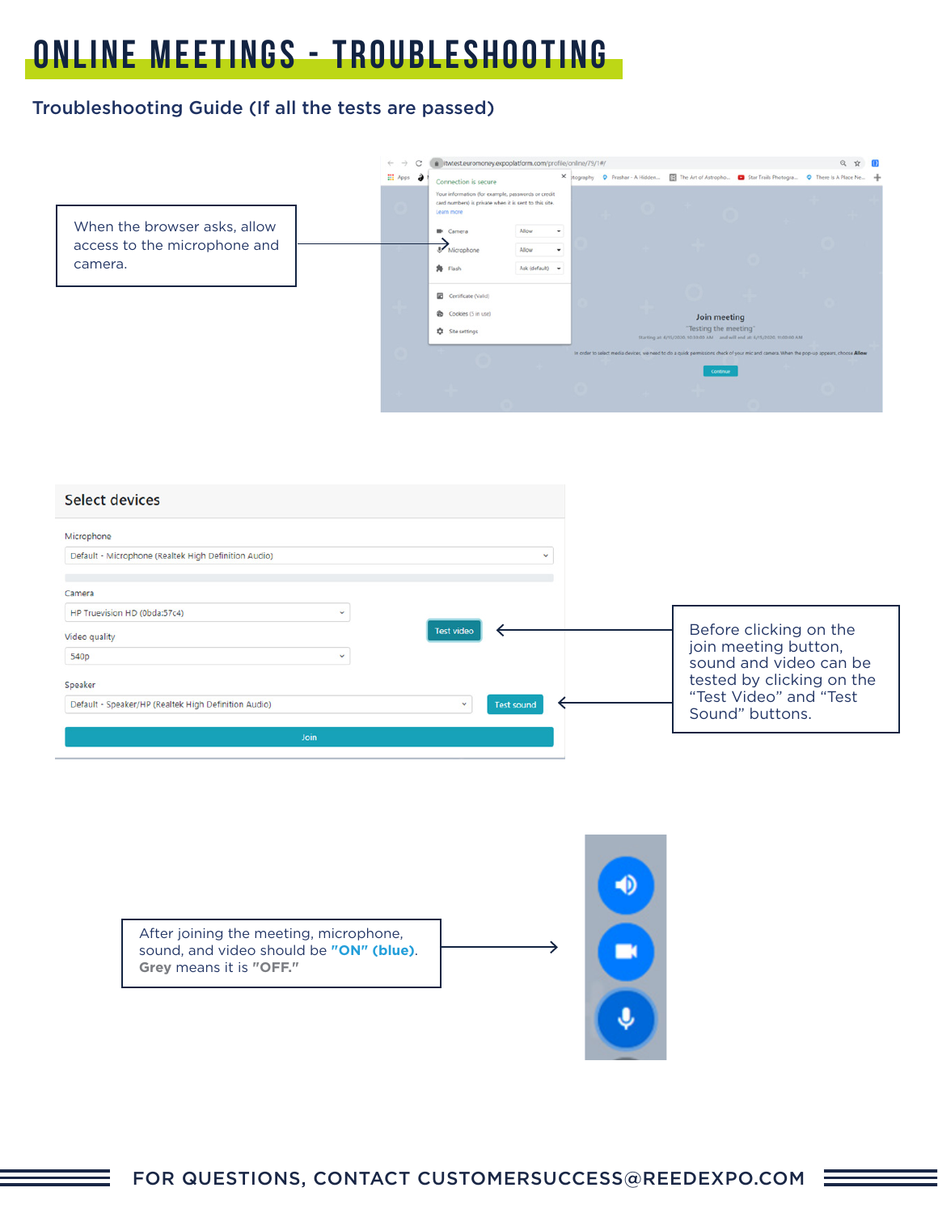# ONLINE MEETINGS - TROUBLESHOOTING

## Troubleshooting Guide (If all the tests are passed)

When the browser asks, allow access to the microphone and camera.

Before clicking on the join meeting button, sound and video can be tested by clicking on the "Test Video" and "Test Sound" buttons.

After joining the meeting, microphone, sound, and video should be **"ON" (blue)**. **Grey** means it is **"OFF."**

FOR QUESTIONS, CONTACT CUSTOMERSUCCESS@REEDEXPO.COM